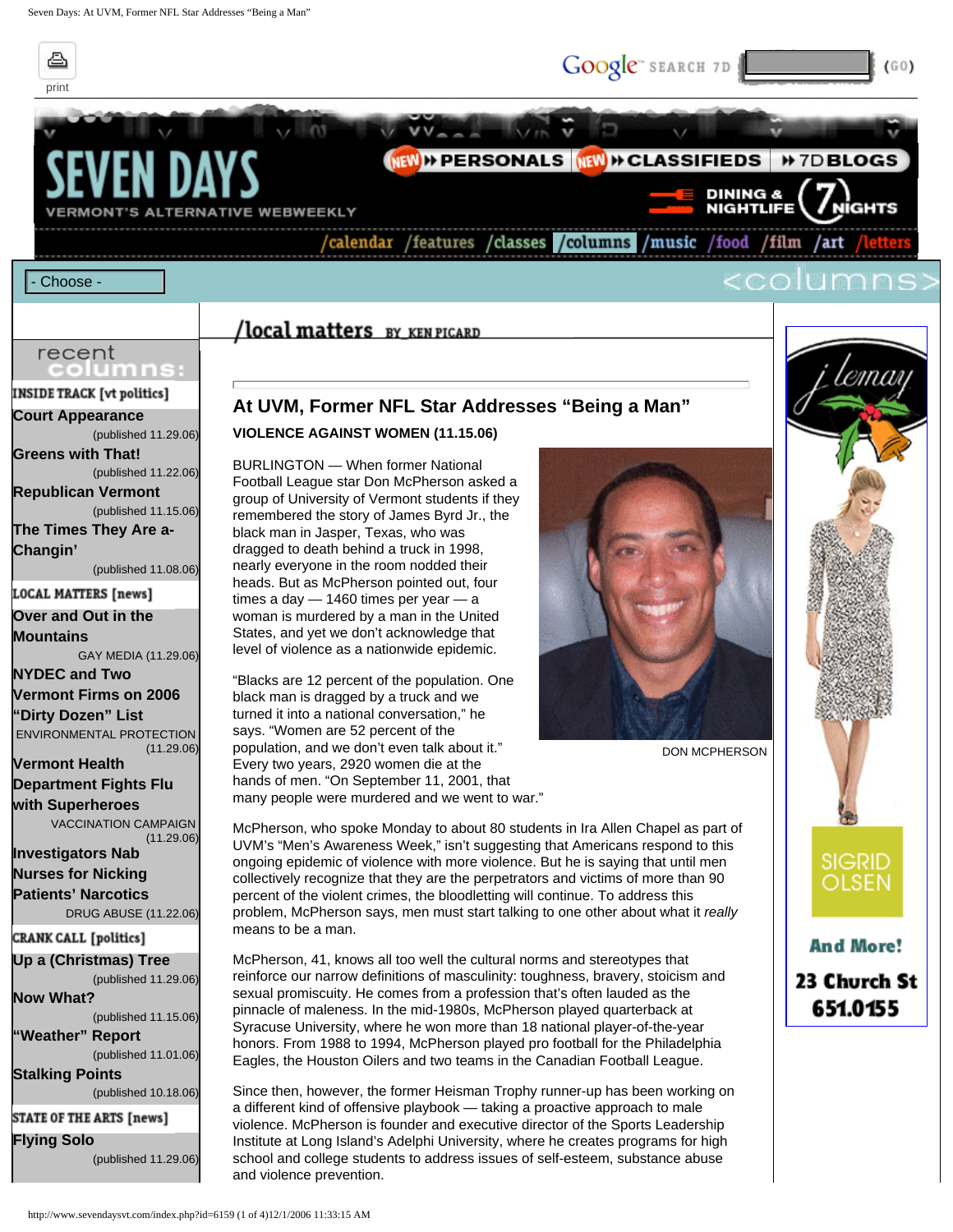# At UVM, Former NFL Star Addresses "Being a Man"

**VIOLENCE AGAINST WOMEN (11.15.06)**

/local matters BY KEN PICARD

BURLINGTON — When former National Football League star Don McPherson asked a group of University of Vermont students if they remembered the story of James Byrd Jr., the black man in Jasper, Texas, who was dragged to death behind a truck in 1998, nearly everyone in the room nodded their heads. But as McPherson pointed out, four times a day — 1460 times per year — a woman is murdered by a man in the United States, and yet we don't acknowledge that level of violence as a nationwide epidemic.

DON MCPHERSON

"Blacks are 12 percent of the population. One black man is dragged by a truck and we turned it into a national conversation," he says. "Women are 52 percent of the population, and we don't even talk about it." Every two years, 2920 women die at the hands of men. "On September 11, 2001, that many people were murdered and we went to war."

McPherson, who spoke Monday to about 80 students in Ira Allen Chapel as part of UVM's "Men's Awareness Week," isn't suggesting that Americans respond to this ongoing epidemic of violence with more violence. But he is saying that until men collectively recognize that they are the perpetrators and victims of more than 90 percent of the violent crimes, the bloodletting will continue. To address this problem, McPherson says, men must start talking to one other about what it *really* means to be a man.

McPherson, 41, knows all too well the cultural norms and stereotypes that reinforce our narrow definitions of masculinity: toughness, bravery, stoicism and sexual promiscuity. He comes from a profession that's often lauded as the pinnacle of maleness. In the mid-1980s, McPherson played quarterback at Syracuse University, where he won more than 18 national player-of-the-year honors. From 1988 to 1994, McPherson played pro football for the Philadelphia Eagles, the Houston Oilers and two teams in the Canadian Football League.

Since then, however, the former Heisman Trophy runner-up has been working on a different kind of offensive playbook — taking a proactive approach to male violence. McPherson is founder and executive director of the Sports Leadership Institute at Long Island's Adelphi University, where he creates programs for high school and college students to address issues of self-esteem, substance abuse and violence prevention.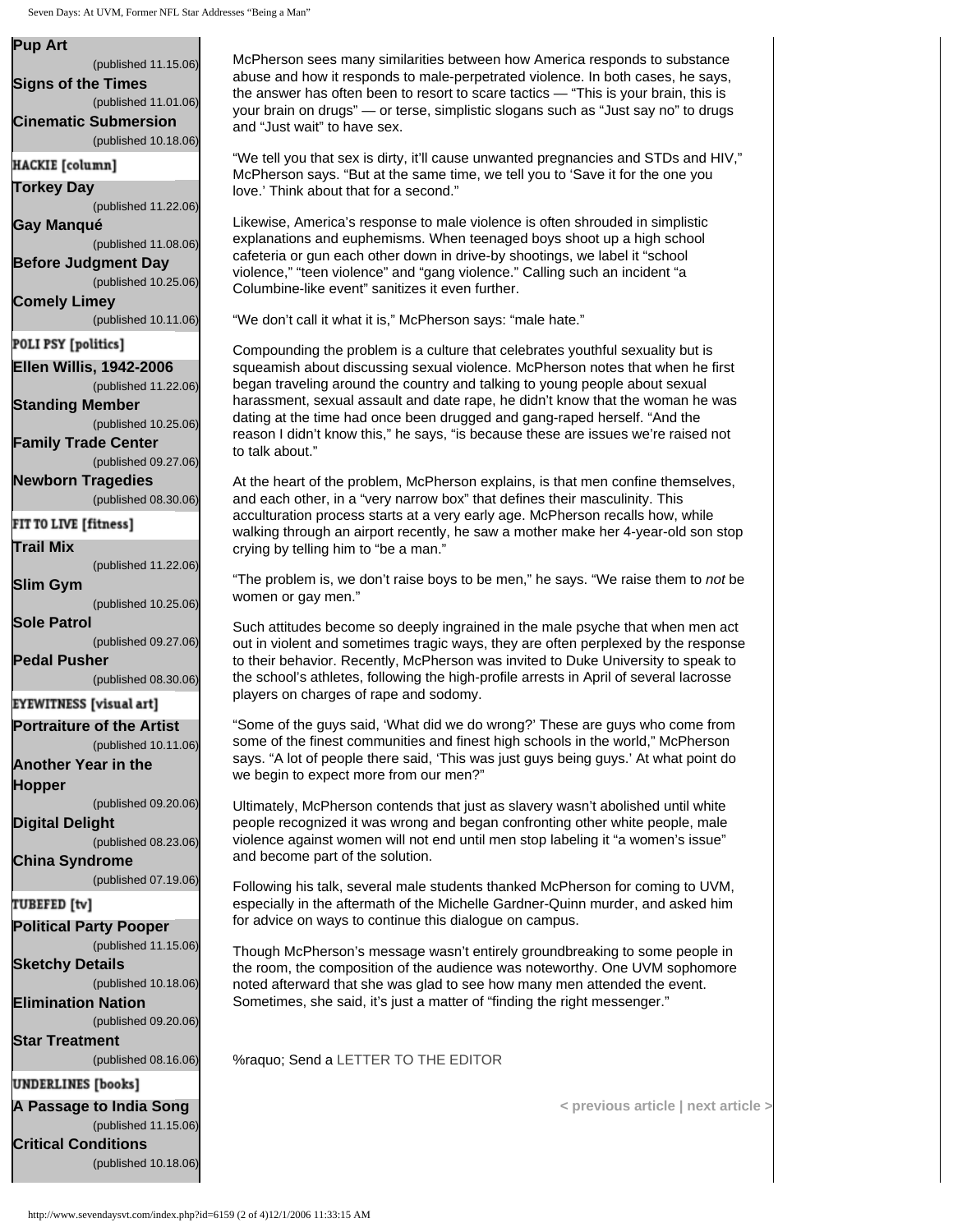**Pup Art**
(published 11.15.06)
**Signs of the Times**
(published 11.01.06)
**Cinematic Submersion**
(published 10.18.06)

HACKIE [column]

**Torkey Day**
(published 11.22.06)
**Gay Manqué**
(published 11.08.06)
**Before Judgment Day**
(published 10.25.06)
**Comely Limey**
(published 10.11.06)

POLI PSY [politics]

**Ellen Willis, 1942-2006**
(published 11.22.06)
**Standing Member**
(published 10.25.06)
**Family Trade Center**
(published 09.27.06)
**Newborn Tragedies**
(published 08.30.06)

FIT TO LIVE [fitness]

**Trail Mix**
(published 11.22.06)
**Slim Gym**
(published 10.25.06)
**Sole Patrol**
(published 09.27.06)
**Pedal Pusher**
(published 08.30.06)

EYEWITNESS [visual art]

**Portraiture of the Artist**
(published 10.11.06)
**Another Year in the Hopper**
(published 09.20.06)
**Digital Delight**
(published 08.23.06)
**China Syndrome**
(published 07.19.06)

TUBEFED [tv]

**Political Party Pooper**
(published 11.15.06)
**Sketchy Details**
(published 10.18.06)
**Elimination Nation**
(published 09.20.06)
**Star Treatment**
(published 08.16.06)

UNDERLINES [books]

**A Passage to India Song**
(published 11.15.06)
**Critical Conditions**
(published 10.18.06)

McPherson sees many similarities between how America responds to substance abuse and how it responds to male-perpetrated violence. In both cases, he says, the answer has often been to resort to scare tactics — "This is your brain, this is your brain on drugs" — or terse, simplistic slogans such as "Just say no" to drugs and "Just wait" to have sex.

"We tell you that sex is dirty, it'll cause unwanted pregnancies and STDs and HIV," McPherson says. "But at the same time, we tell you to 'Save it for the one you love.' Think about that for a second."

Likewise, America's response to male violence is often shrouded in simplistic explanations and euphemisms. When teenaged boys shoot up a high school cafeteria or gun each other down in drive-by shootings, we label it "school violence," "teen violence" and "gang violence." Calling such an incident "a Columbine-like event" sanitizes it even further.

"We don't call it what it is," McPherson says: "male hate."

Compounding the problem is a culture that celebrates youthful sexuality but is squeamish about discussing sexual violence. McPherson notes that when he first began traveling around the country and talking to young people about sexual harassment, sexual assault and date rape, he didn't know that the woman he was dating at the time had once been drugged and gang-raped herself. "And the reason I didn't know this," he says, "is because these are issues we're raised not to talk about."

At the heart of the problem, McPherson explains, is that men confine themselves, and each other, in a "very narrow box" that defines their masculinity. This acculturation process starts at a very early age. McPherson recalls how, while walking through an airport recently, he saw a mother make her 4-year-old son stop crying by telling him to "be a man."

"The problem is, we don't raise boys to be men," he says. "We raise them to *not* be women or gay men."

Such attitudes become so deeply ingrained in the male psyche that when men act out in violent and sometimes tragic ways, they are often perplexed by the response to their behavior. Recently, McPherson was invited to Duke University to speak to the school's athletes, following the high-profile arrests in April of several lacrosse players on charges of rape and sodomy.

"Some of the guys said, 'What did we do wrong?' These are guys who come from some of the finest communities and finest high schools in the world," McPherson says. "A lot of people there said, 'This was just guys being guys.' At what point do we begin to expect more from our men?"

Ultimately, McPherson contends that just as slavery wasn't abolished until white people recognized it was wrong and began confronting other white people, male violence against women will not end until men stop labeling it "a women's issue" and become part of the solution.

Following his talk, several male students thanked McPherson for coming to UVM, especially in the aftermath of the Michelle Gardner-Quinn murder, and asked him for advice on ways to continue this dialogue on campus.

Though McPherson's message wasn't entirely groundbreaking to some people in the room, the composition of the audience was noteworthy. One UVM sophomore noted afterward that she was glad to see how many men attended the event. Sometimes, she said, it's just a matter of "finding the right messenger."

%raquo; Send a LETTER TO THE EDITOR

< previous article | next article >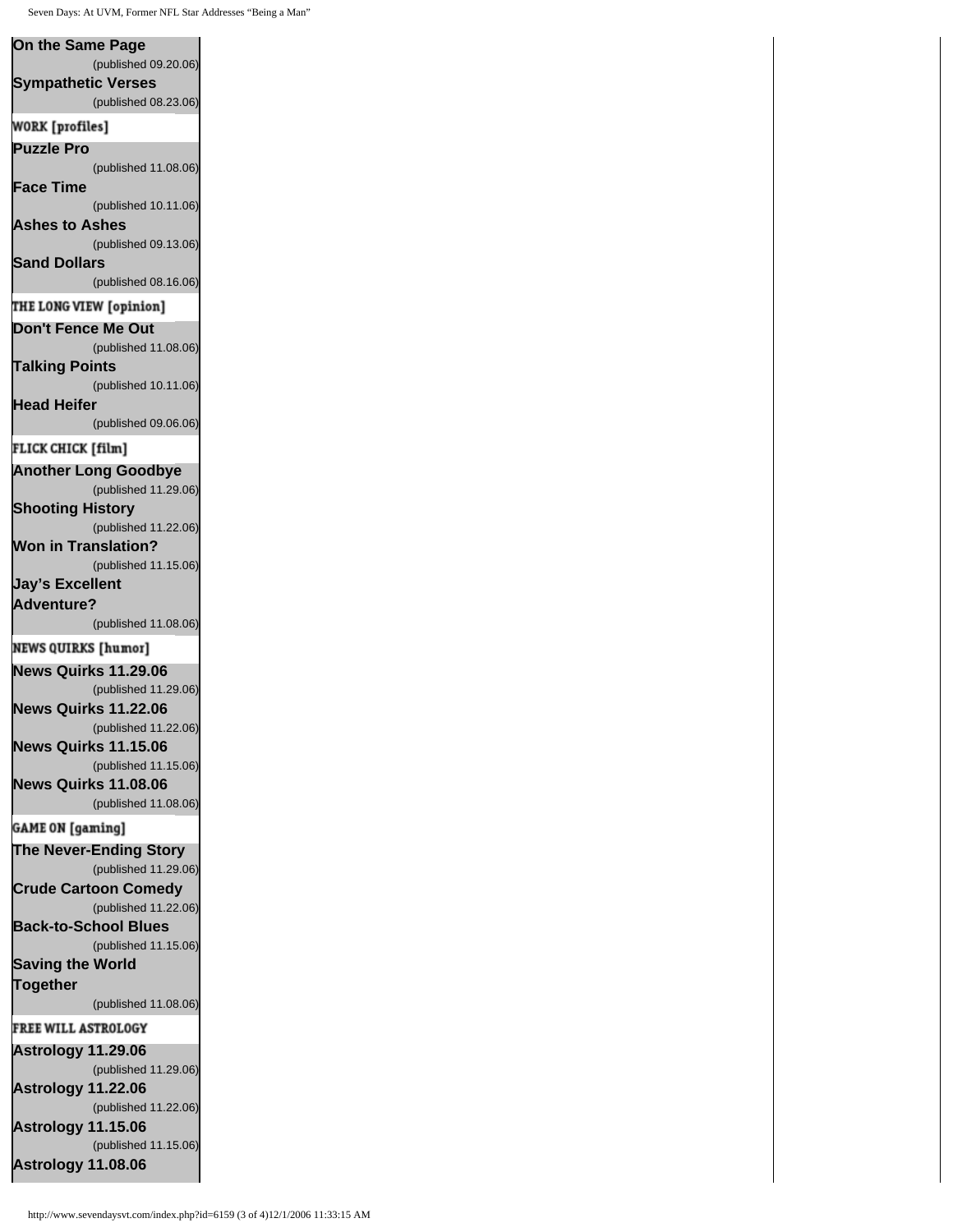**On the Same Page**
(published 09.20.06)

**Sympathetic Verses**
(published 08.23.06)

WORK [profiles]

**Puzzle Pro**
(published 11.08.06)

**Face Time**
(published 10.11.06)

**Ashes to Ashes**
(published 09.13.06)

**Sand Dollars**
(published 08.16.06)

THE LONG VIEW [opinion]

**Don't Fence Me Out**
(published 11.08.06)

**Talking Points**
(published 10.11.06)

**Head Heifer**
(published 09.06.06)

FLICK CHICK [film]

**Another Long Goodbye**
(published 11.29.06)

**Shooting History**
(published 11.22.06)

**Won in Translation?**
(published 11.15.06)

**Jay's Excellent Adventure?**
(published 11.08.06)

NEWS QUIRKS [humor]

**News Quirks 11.29.06**
(published 11.29.06)

**News Quirks 11.22.06**
(published 11.22.06)

**News Quirks 11.15.06**
(published 11.15.06)

**News Quirks 11.08.06**
(published 11.08.06)

GAME ON [gaming]

**The Never-Ending Story**
(published 11.29.06)

**Crude Cartoon Comedy**
(published 11.22.06)

**Back-to-School Blues**
(published 11.15.06)

**Saving the World Together**
(published 11.08.06)

FREE WILL ASTROLOGY

**Astrology 11.29.06**
(published 11.29.06)

**Astrology 11.22.06**
(published 11.22.06)

**Astrology 11.15.06**
(published 11.15.06)

**Astrology 11.08.06**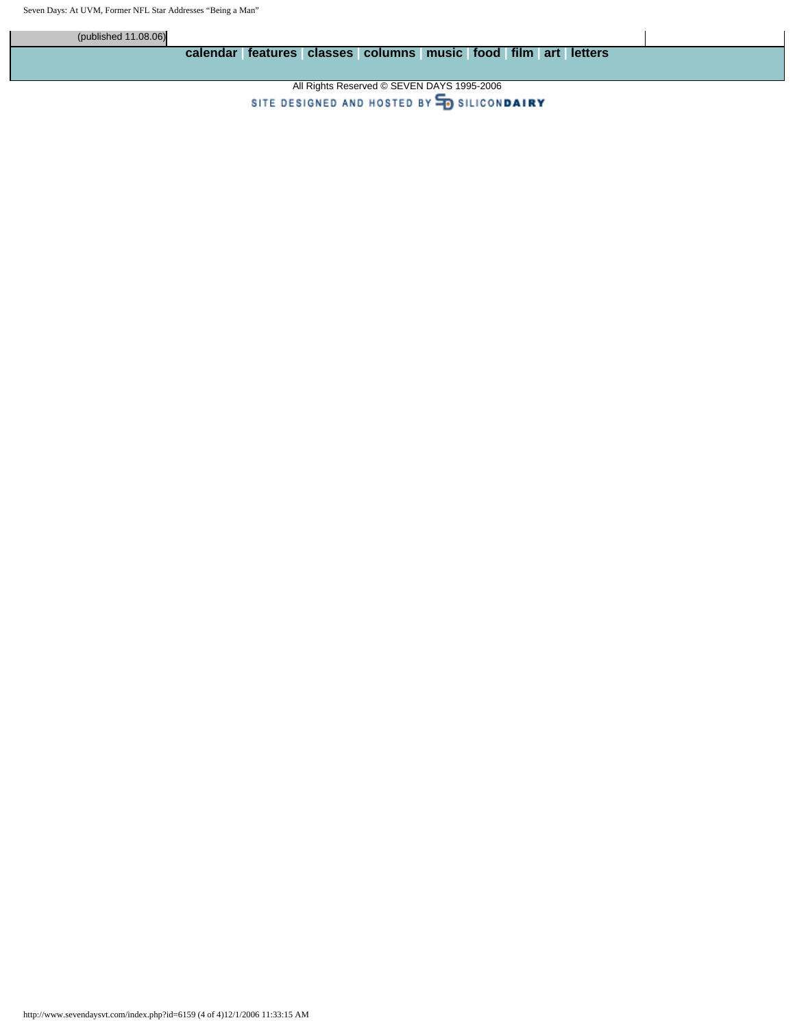(published 11.08.06)

**calendar** | **features** | **classes** | **columns** | **music** | **food** | **film** | **art** | **letters**

All Rights Reserved © SEVEN DAYS 1995-2006

SITE DESIGNED AND HOSTED BY SILICONDAIRY